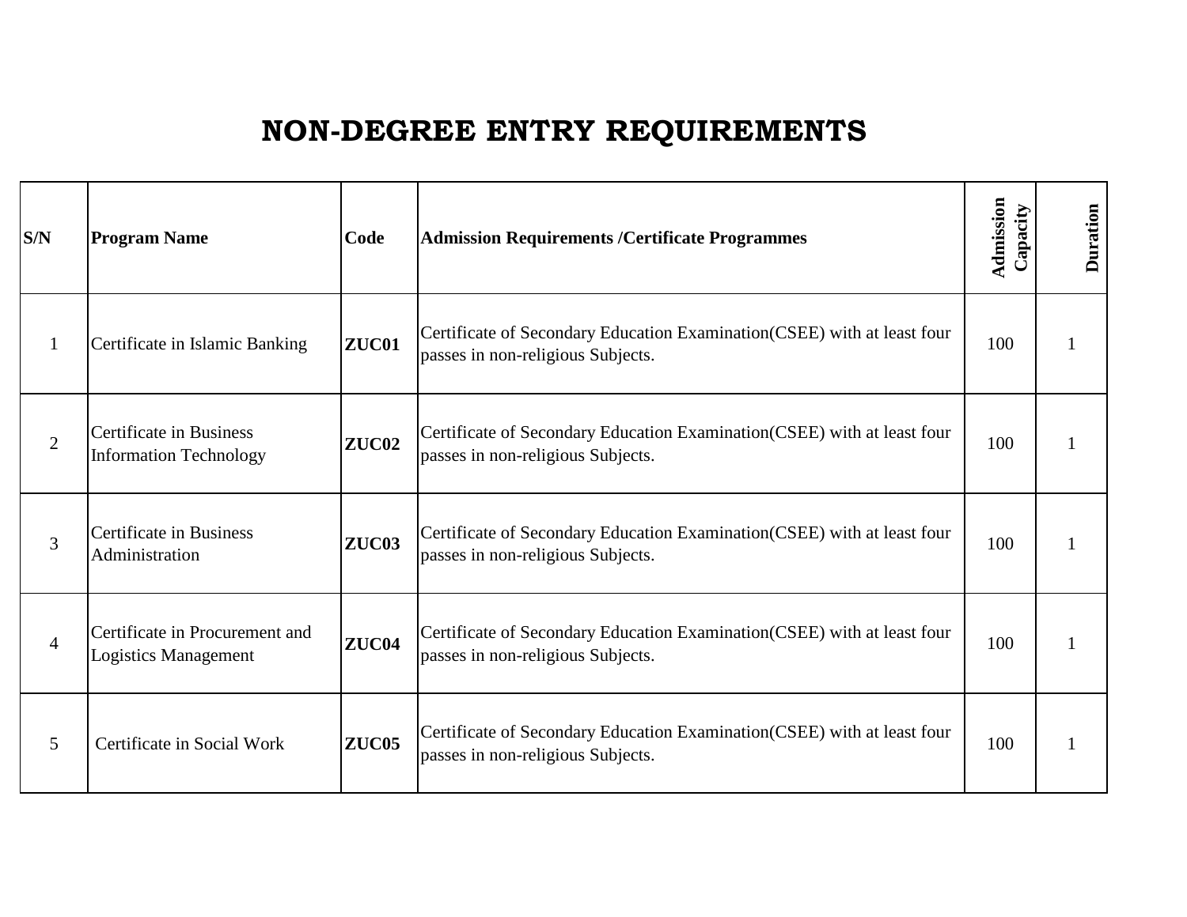# NON-DEGREE ENTRY REQUIREMENTS

| S/N | Program Name | Code | Admission Requirements /Certificate Programmes | Admission Capacity | Duration |
|---|---|---|---|---|---|
| 1 | Certificate in Islamic Banking | **ZUC01** | Certificate of Secondary Education Examination(CSEE) with at least four passes in non-religious Subjects. | 100 | 1 |
| 2 | Certificate in Business Information Technology | **ZUC02** | Certificate of Secondary Education Examination(CSEE) with at least four passes in non-religious Subjects. | 100 | 1 |
| 3 | Certificate in Business Administration | **ZUC03** | Certificate of Secondary Education Examination(CSEE) with at least four passes in non-religious Subjects. | 100 | 1 |
| 4 | Certificate in Procurement and Logistics Management | **ZUC04** | Certificate of Secondary Education Examination(CSEE) with at least four passes in non-religious Subjects. | 100 | 1 |
| 5 | Certificate in Social Work | **ZUC05** | Certificate of Secondary Education Examination(CSEE) with at least four passes in non-religious Subjects. | 100 | 1 |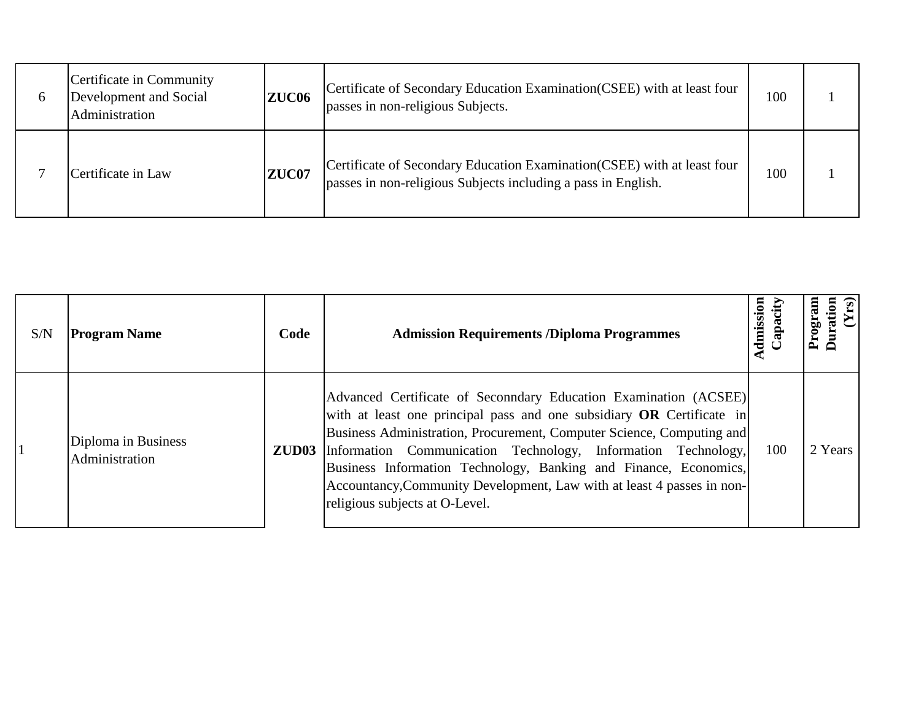| 6 | Certificate in Community Development and Social Administration | **ZUC06** | Certificate of Secondary Education Examination(CSEE) with at least four passes in non-religious Subjects. | 100 | 1 |
|---|---|---|---|---|---|
| 7 | Certificate in Law | **ZUC07** | Certificate of Secondary Education Examination(CSEE) with at least four passes in non-religious Subjects including a pass in English. | 100 | 1 |

| S/N | **Program Name** | **Code** | **Admission Requirements /Diploma Programmes** | **Admission Capacity** | **Program Duration (Yrs)** |
|---|---|---|---|---|---|
| 1 | Diploma in Business Administration | **ZUD03** | Advanced Certificate of Seconndary Education Examination (ACSEE) with at least one principal pass and one subsidiary **OR** Certificate in Business Administration, Procurement, Computer Science, Computing and Information Communication Technology, Information Technology, Business Information Technology, Banking and Finance, Economics, Accountancy,Community Development, Law with at least 4 passes in non-religious subjects at O-Level. | 100 | 2 Years |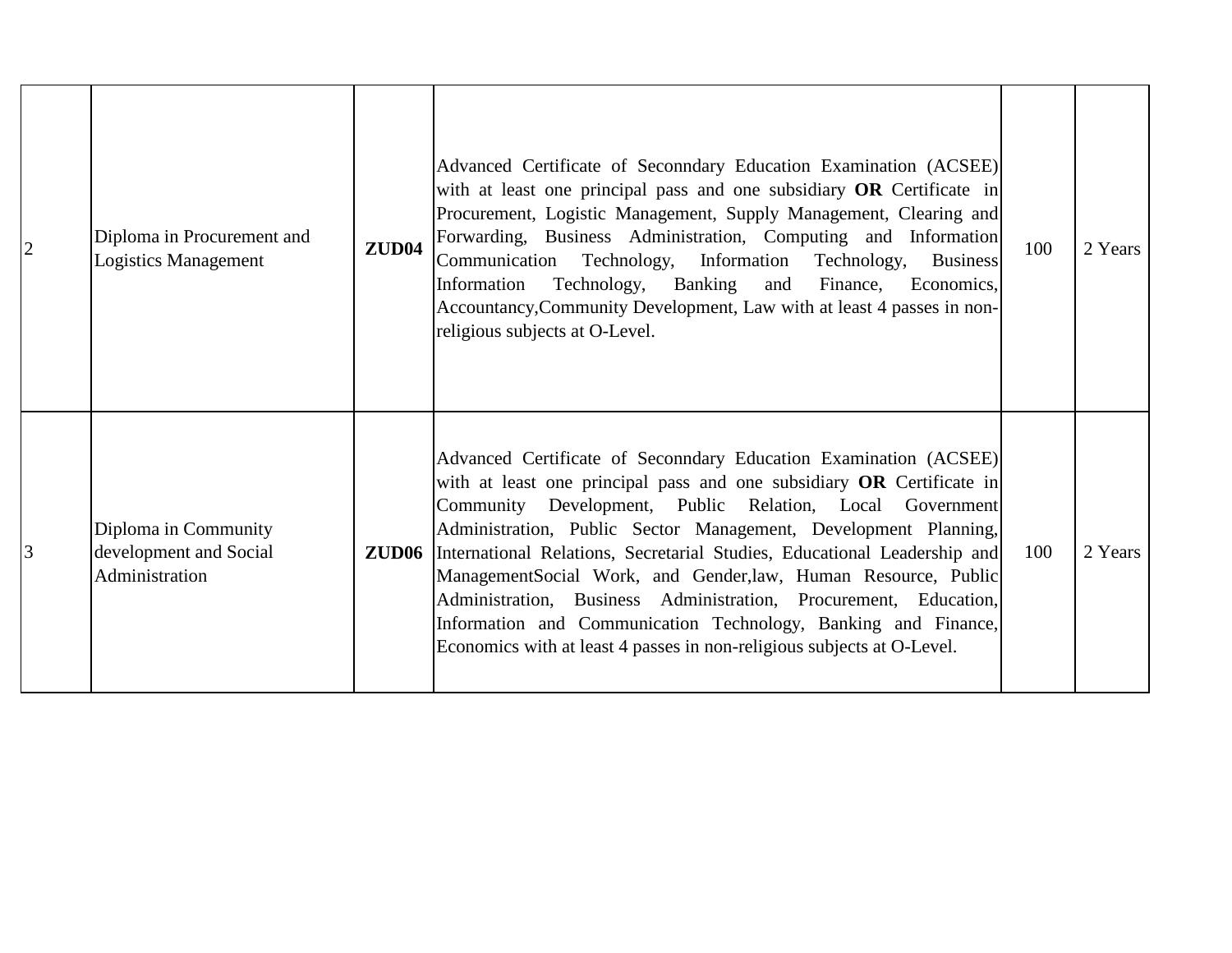| | | | | | |
|---|---|---|---|---|---|
| 2 | Diploma in Procurement and Logistics Management | **ZUD04** | Advanced Certificate of Seconndary Education Examination (ACSEE) with at least one principal pass and one subsidiary **OR** Certificate in Procurement, Logistic Management, Supply Management, Clearing and Forwarding, Business Administration, Computing and Information Communication Technology, Information Technology, Business Information Technology, Banking and Finance, Economics, Accountancy,Community Development, Law with at least 4 passes in non-religious subjects at O-Level. | 100 | 2 Years |
| 3 | Diploma in Community development and Social Administration | **ZUD06** | Advanced Certificate of Seconndary Education Examination (ACSEE) with at least one principal pass and one subsidiary **OR** Certificate in Community Development, Public Relation, Local Government Administration, Public Sector Management, Development Planning, International Relations, Secretarial Studies, Educational Leadership and ManagementSocial Work, and Gender,law, Human Resource, Public Administration, Business Administration, Procurement, Education, Information and Communication Technology, Banking and Finance, Economics with at least 4 passes in non-religious subjects at O-Level. | 100 | 2 Years |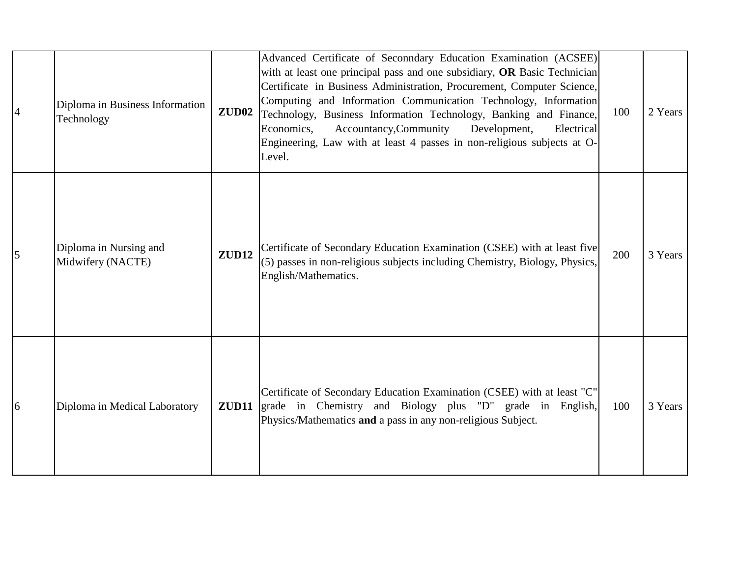| 4 | Diploma in Business Information Technology | **ZUD02** | Advanced Certificate of Seconndary Education Examination (ACSEE) with at least one principal pass and one subsidiary, **OR** Basic Technician Certificate in Business Administration, Procurement, Computer Science, Computing and Information Communication Technology, Information Technology, Business Information Technology, Banking and Finance, Economics, Accountancy,Community Development, Electrical Engineering, Law with at least 4 passes in non-religious subjects at O-Level. | 100 | 2 Years |
|---|---|---|---|---|---|
| 5 | Diploma in Nursing and Midwifery (NACTE) | **ZUD12** | Certificate of Secondary Education Examination (CSEE) with at least five (5) passes in non-religious subjects including Chemistry, Biology, Physics, English/Mathematics. | 200 | 3 Years |
| 6 | Diploma in Medical Laboratory | **ZUD11** | Certificate of Secondary Education Examination (CSEE) with at least "C" grade in Chemistry and Biology plus "D" grade in English, Physics/Mathematics **and** a pass in any non-religious Subject. | 100 | 3 Years |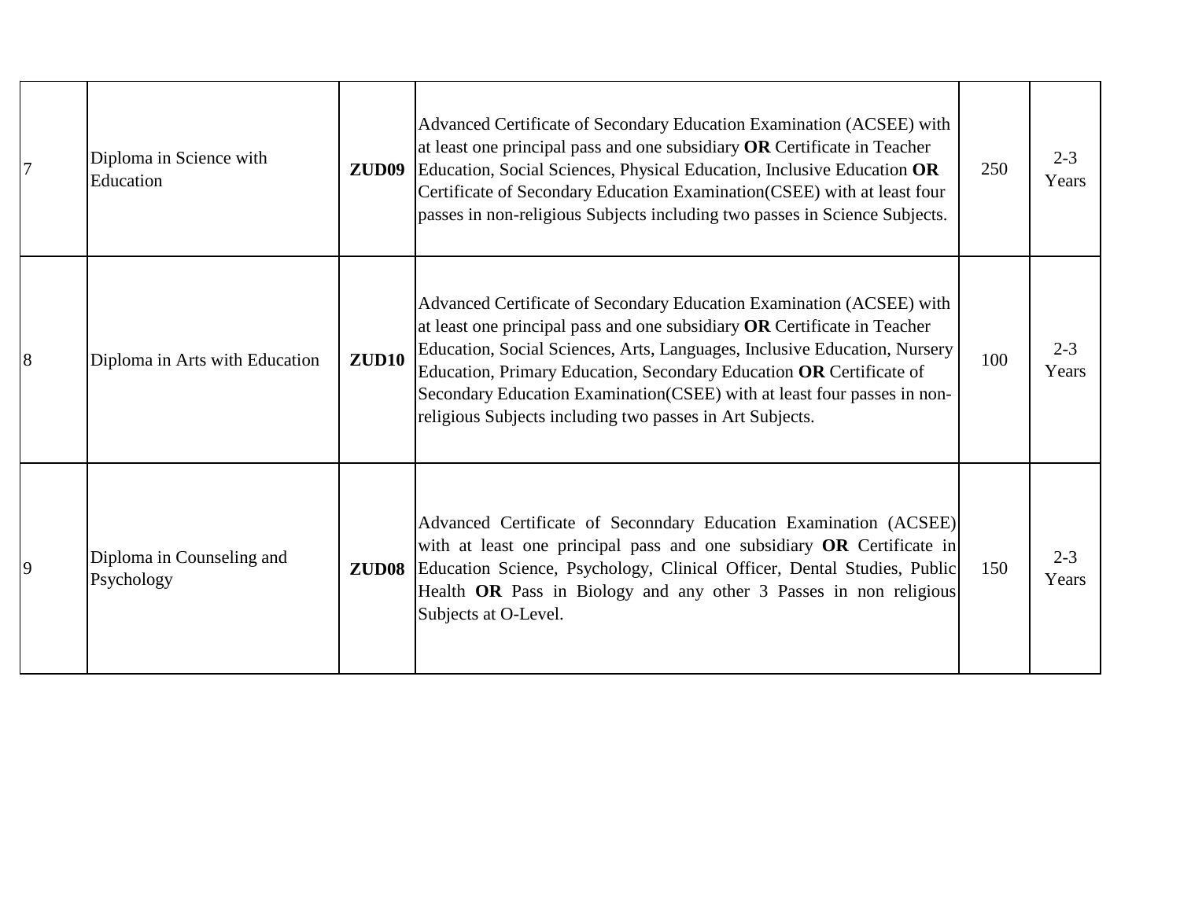| | | | | | |
|---|---|---|---|---|---|
| 7 | Diploma in Science with Education | **ZUD09** | Advanced Certificate of Secondary Education Examination (ACSEE) with at least one principal pass and one subsidiary **OR** Certificate in Teacher Education, Social Sciences, Physical Education, Inclusive Education **OR** Certificate of Secondary Education Examination(CSEE) with at least four passes in non-religious Subjects including two passes in Science Subjects. | 250 | 2-3 Years |
| 8 | Diploma in Arts with Education | **ZUD10** | Advanced Certificate of Secondary Education Examination (ACSEE) with at least one principal pass and one subsidiary **OR** Certificate in Teacher Education, Social Sciences, Arts, Languages, Inclusive Education, Nursery Education, Primary Education, Secondary Education **OR** Certificate of Secondary Education Examination(CSEE) with at least four passes in non-religious Subjects including two passes in Art Subjects. | 100 | 2-3 Years |
| 9 | Diploma in Counseling and Psychology | **ZUD08** | Advanced Certificate of Seconndary Education Examination (ACSEE) with at least one principal pass and one subsidiary **OR** Certificate in Education Science, Psychology, Clinical Officer, Dental Studies, Public Health **OR** Pass in Biology and any other 3 Passes in non religious Subjects at O-Level. | 150 | 2-3 Years |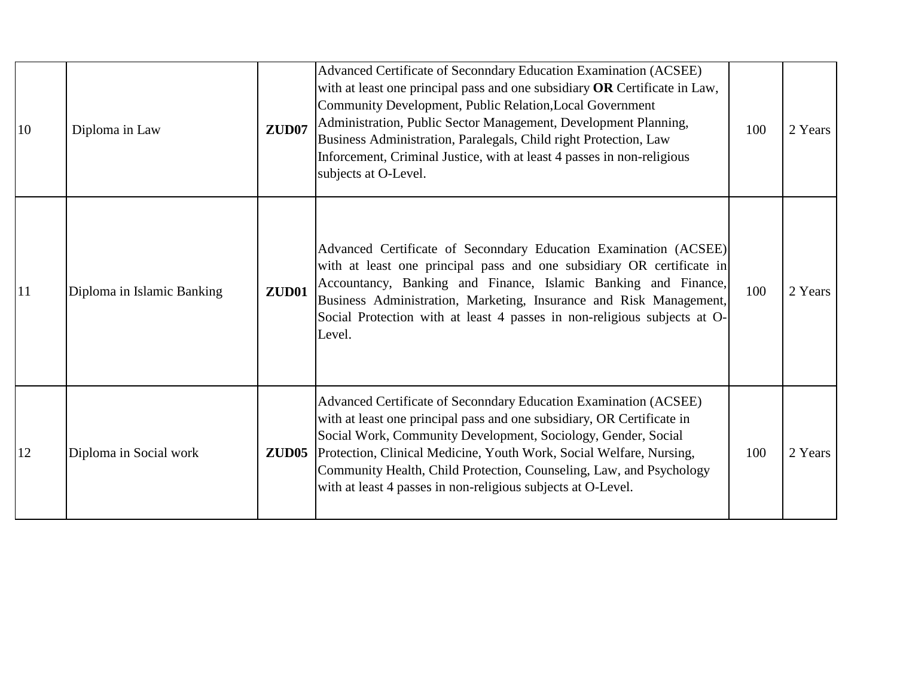| | | | | | |
|---|---|---|---|---|---|
| 10 | Diploma in Law | **ZUD07** | Advanced Certificate of Seconndary Education Examination (ACSEE) with at least one principal pass and one subsidiary **OR** Certificate in Law, Community Development, Public Relation,Local Government Administration, Public Sector Management, Development Planning, Business Administration, Paralegals, Child right Protection, Law Inforcement, Criminal Justice, with at least 4 passes in non-religious subjects at O-Level. | 100 | 2 Years |
| 11 | Diploma in Islamic Banking | **ZUD01** | Advanced Certificate of Seconndary Education Examination (ACSEE) with at least one principal pass and one subsidiary OR certificate in Accountancy, Banking and Finance, Islamic Banking and Finance, Business Administration, Marketing, Insurance and Risk Management, Social Protection with at least 4 passes in non-religious subjects at O-Level. | 100 | 2 Years |
| 12 | Diploma in Social work | **ZUD05** | Advanced Certificate of Seconndary Education Examination (ACSEE) with at least one principal pass and one subsidiary, OR Certificate in Social Work, Community Development, Sociology, Gender, Social Protection, Clinical Medicine, Youth Work, Social Welfare, Nursing, Community Health, Child Protection, Counseling, Law, and Psychology with at least 4 passes in non-religious subjects at O-Level. | 100 | 2 Years |